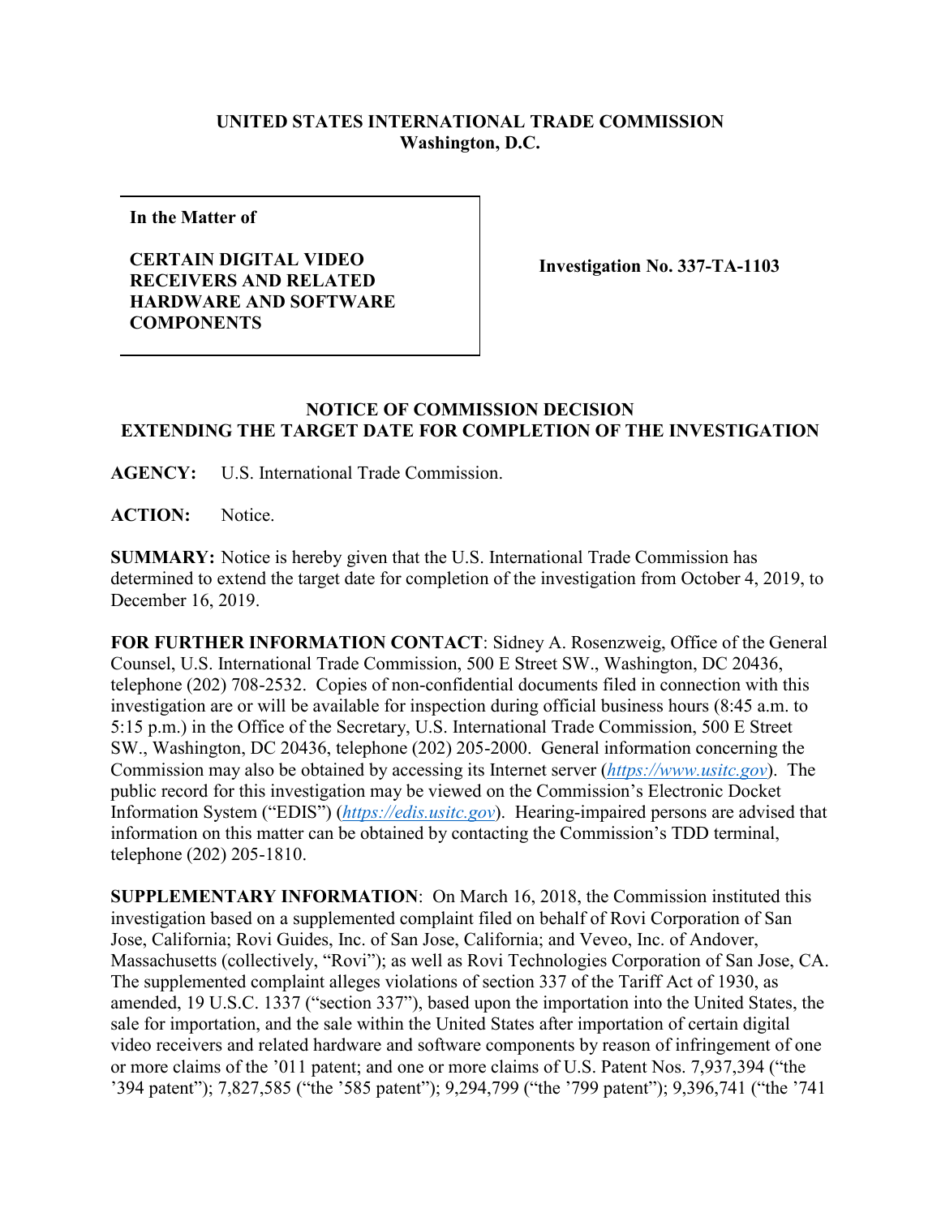**UNITED STATES INTERNATIONAL TRADE COMMISSION**
**Washington, D.C.**

**In the Matter of**

**CERTAIN DIGITAL VIDEO RECEIVERS AND RELATED HARDWARE AND SOFTWARE COMPONENTS**

**Investigation No. 337-TA-1103**

**NOTICE OF COMMISSION DECISION EXTENDING THE TARGET DATE FOR COMPLETION OF THE INVESTIGATION**

**AGENCY:** U.S. International Trade Commission.

**ACTION:** Notice.

**SUMMARY:** Notice is hereby given that the U.S. International Trade Commission has determined to extend the target date for completion of the investigation from October 4, 2019, to December 16, 2019.

**FOR FURTHER INFORMATION CONTACT**: Sidney A. Rosenzweig, Office of the General Counsel, U.S. International Trade Commission, 500 E Street SW., Washington, DC 20436, telephone (202) 708-2532. Copies of non-confidential documents filed in connection with this investigation are or will be available for inspection during official business hours (8:45 a.m. to 5:15 p.m.) in the Office of the Secretary, U.S. International Trade Commission, 500 E Street SW., Washington, DC 20436, telephone (202) 205-2000. General information concerning the Commission may also be obtained by accessing its Internet server (*https://www.usitc.gov*). The public record for this investigation may be viewed on the Commission's Electronic Docket Information System ("EDIS") (*https://edis.usitc.gov*). Hearing-impaired persons are advised that information on this matter can be obtained by contacting the Commission's TDD terminal, telephone (202) 205-1810.

**SUPPLEMENTARY INFORMATION**: On March 16, 2018, the Commission instituted this investigation based on a supplemented complaint filed on behalf of Rovi Corporation of San Jose, California; Rovi Guides, Inc. of San Jose, California; and Veveo, Inc. of Andover, Massachusetts (collectively, "Rovi"); as well as Rovi Technologies Corporation of San Jose, CA. The supplemented complaint alleges violations of section 337 of the Tariff Act of 1930, as amended, 19 U.S.C. 1337 ("section 337"), based upon the importation into the United States, the sale for importation, and the sale within the United States after importation of certain digital video receivers and related hardware and software components by reason of infringement of one or more claims of the '011 patent; and one or more claims of U.S. Patent Nos. 7,937,394 ("the '394 patent"); 7,827,585 ("the '585 patent"); 9,294,799 ("the '799 patent"); 9,396,741 ("the '741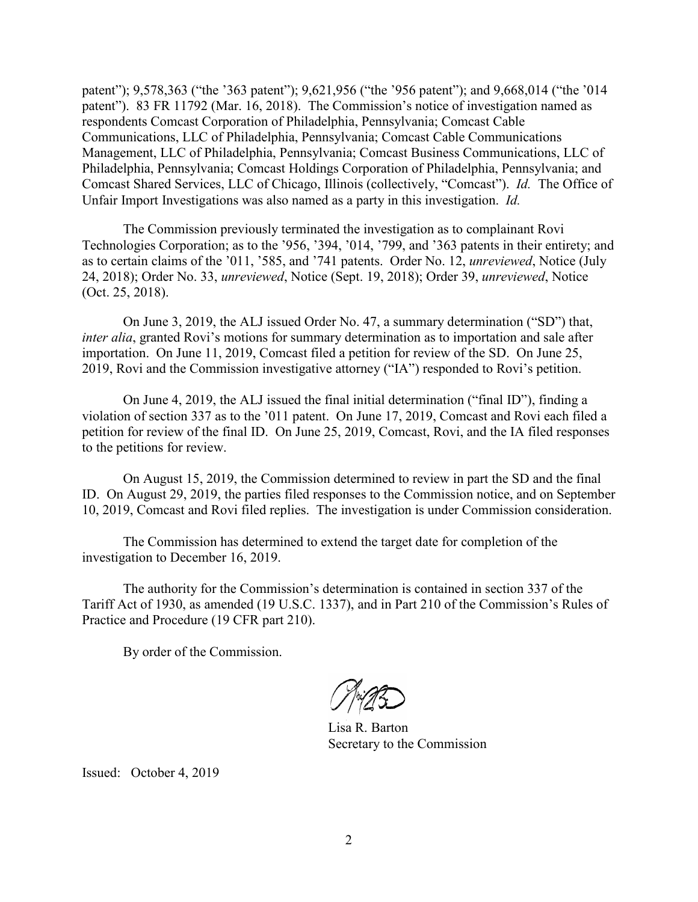patent"); 9,578,363 ("the '363 patent"); 9,621,956 ("the '956 patent"); and 9,668,014 ("the '014 patent"). 83 FR 11792 (Mar. 16, 2018). The Commission's notice of investigation named as respondents Comcast Corporation of Philadelphia, Pennsylvania; Comcast Cable Communications, LLC of Philadelphia, Pennsylvania; Comcast Cable Communications Management, LLC of Philadelphia, Pennsylvania; Comcast Business Communications, LLC of Philadelphia, Pennsylvania; Comcast Holdings Corporation of Philadelphia, Pennsylvania; and Comcast Shared Services, LLC of Chicago, Illinois (collectively, "Comcast"). *Id.* The Office of Unfair Import Investigations was also named as a party in this investigation. *Id.*

The Commission previously terminated the investigation as to complainant Rovi Technologies Corporation; as to the '956, '394, '014, '799, and '363 patents in their entirety; and as to certain claims of the '011, '585, and '741 patents. Order No. 12, *unreviewed*, Notice (July 24, 2018); Order No. 33, *unreviewed*, Notice (Sept. 19, 2018); Order 39, *unreviewed*, Notice (Oct. 25, 2018).

On June 3, 2019, the ALJ issued Order No. 47, a summary determination ("SD") that, *inter alia*, granted Rovi's motions for summary determination as to importation and sale after importation. On June 11, 2019, Comcast filed a petition for review of the SD. On June 25, 2019, Rovi and the Commission investigative attorney ("IA") responded to Rovi's petition.

On June 4, 2019, the ALJ issued the final initial determination ("final ID"), finding a violation of section 337 as to the '011 patent. On June 17, 2019, Comcast and Rovi each filed a petition for review of the final ID. On June 25, 2019, Comcast, Rovi, and the IA filed responses to the petitions for review.

On August 15, 2019, the Commission determined to review in part the SD and the final ID. On August 29, 2019, the parties filed responses to the Commission notice, and on September 10, 2019, Comcast and Rovi filed replies. The investigation is under Commission consideration.

The Commission has determined to extend the target date for completion of the investigation to December 16, 2019.

The authority for the Commission's determination is contained in section 337 of the Tariff Act of 1930, as amended (19 U.S.C. 1337), and in Part 210 of the Commission's Rules of Practice and Procedure (19 CFR part 210).

By order of the Commission.

Lisa R. Barton
Secretary to the Commission

Issued: October 4, 2019